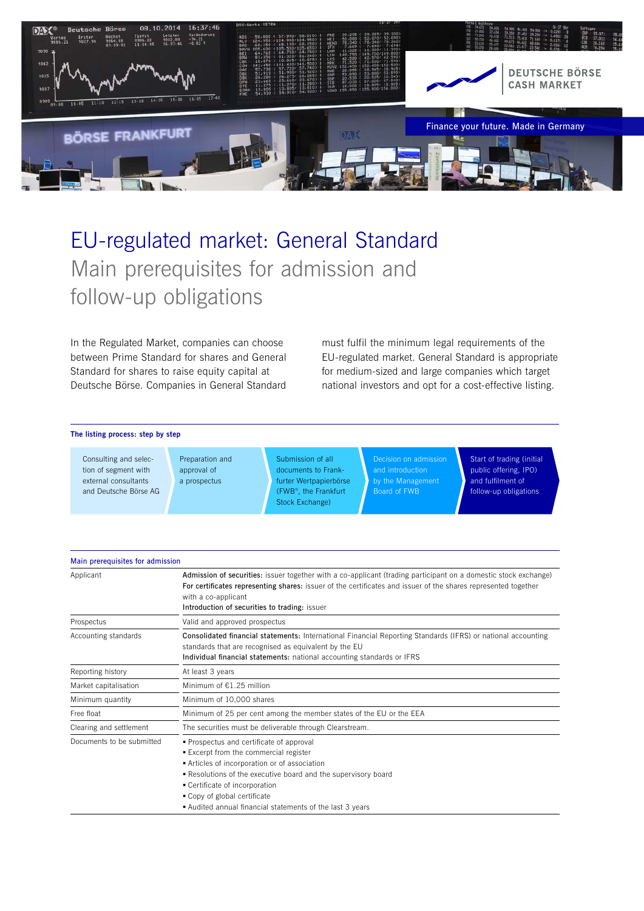DEUTSCHE BÖRSE
CASH MARKET

Finance your future. Made in Germany

# EU-regulated market: General Standard

## Main prerequisites for admission and follow-up obligations

In the Regulated Market, companies can choose between Prime Standard for shares and General Standard for shares to raise equity capital at Deutsche Börse. Companies in General Standard must fulfil the minimum legal requirements of the EU-regulated market. General Standard is appropriate for medium-sized and large companies which target national investors and opt for a cost-effective listing.

### The listing process: step by step

1. Consulting and selection of segment with external consultants and Deutsche Börse AG
2. Preparation and approval of a prospectus
3. Submission of all documents to Frankfurter Wertpapierbörse (FWB®, the Frankfurt Stock Exchange)
4. Decision on admission and introduction by the Management Board of FWB
5. Start of trading (initial public offering, IPO) and fulfilment of follow-up obligations

### Main prerequisites for admission

| | |
|---|---|
| Applicant | **Admission of securities:** issuer together with a co-applicant (trading participant on a domestic stock exchange)<br>**For certificates representing shares:** issuer of the certificates and issuer of the shares represented together with a co-applicant<br>**Introduction of securities to trading:** issuer |
| Prospectus | Valid and approved prospectus |
| Accounting standards | **Consolidated financial statements:** International Financial Reporting Standards (IFRS) or national accounting standards that are recognised as equivalent by the EU<br>**Individual financial statements:** national accounting standards or IFRS |
| Reporting history | At least 3 years |
| Market capitalisation | Minimum of €1.25 million |
| Minimum quantity | Minimum of 10,000 shares |
| Free float | Minimum of 25 per cent among the member states of the EU or the EEA |
| Clearing and settlement | The securities must be deliverable through Clearstream. |
| Documents to be submitted | ▪ Prospectus and certificate of approval<br>▪ Excerpt from the commercial register<br>▪ Articles of incorporation or of association<br>▪ Resolutions of the executive board and the supervisory board<br>▪ Certificate of incorporation<br>▪ Copy of global certificate<br>▪ Audited annual financial statements of the last 3 years |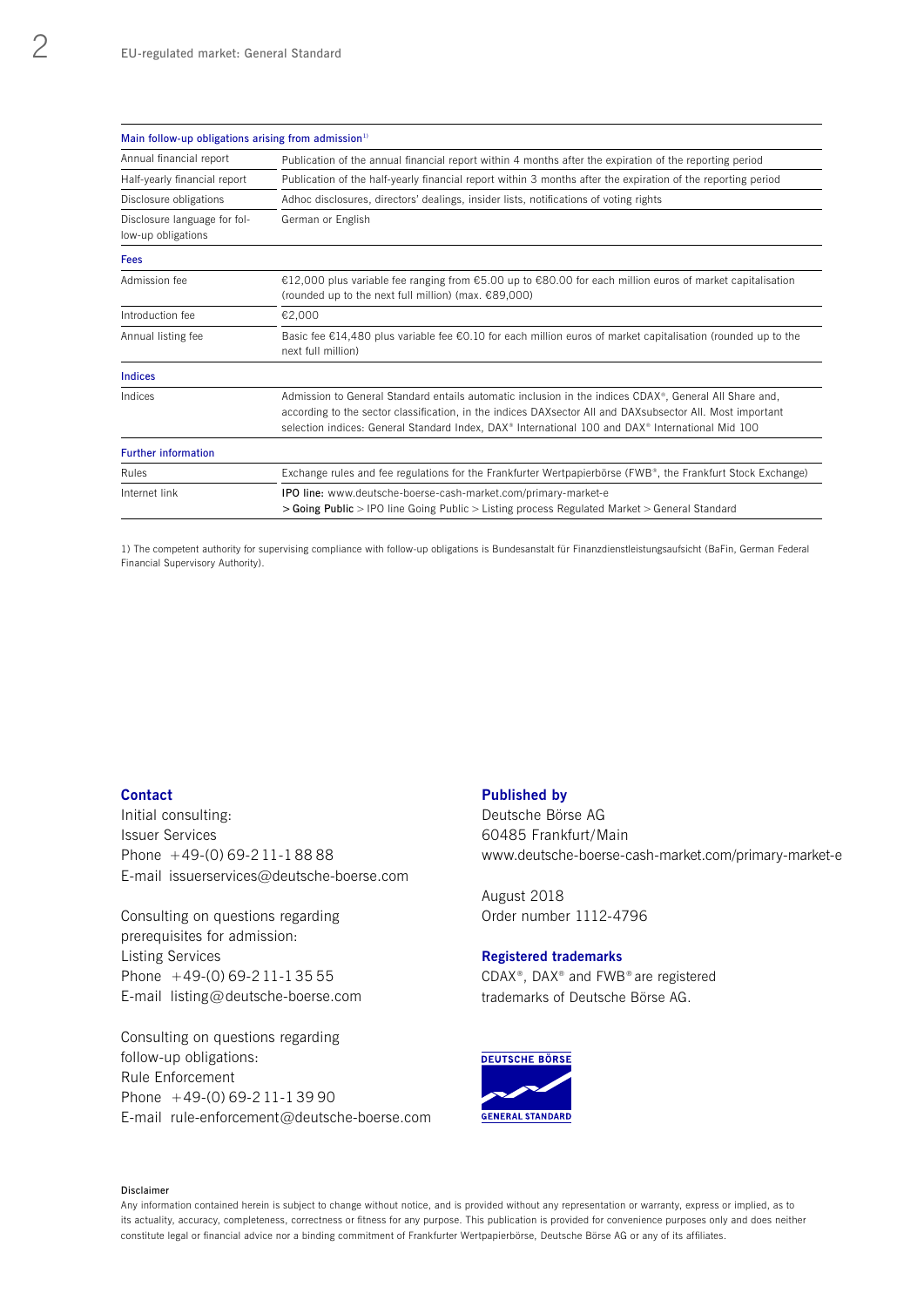| Main follow-up obligations arising from admission[1] | |
|---|---|
| Annual financial report | Publication of the annual financial report within 4 months after the expiration of the reporting period |
| Half-yearly financial report | Publication of the half-yearly financial report within 3 months after the expiration of the reporting period |
| Disclosure obligations | Adhoc disclosures, directors' dealings, insider lists, notifications of voting rights |
| Disclosure language for follow-up obligations | German or English |
| **Fees** | |
| Admission fee | €12,000 plus variable fee ranging from €5.00 up to €80.00 for each million euros of market capitalisation (rounded up to the next full million) (max. €89,000) |
| Introduction fee | €2,000 |
| Annual listing fee | Basic fee €14,480 plus variable fee €0.10 for each million euros of market capitalisation (rounded up to the next full million) |
| **Indices** | |
| Indices | Admission to General Standard entails automatic inclusion in the indices CDAX®, General All Share and, according to the sector classification, in the indices DAXsector All and DAXsubsector All. Most important selection indices: General Standard Index, DAX® International 100 and DAX® International Mid 100 |
| **Further information** | |
| Rules | Exchange rules and fee regulations for the Frankfurter Wertpapierbörse (FWB®, the Frankfurt Stock Exchange) |
| Internet link | **IPO line:** www.deutsche-boerse-cash-market.com/primary-market-e > **Going Public** > IPO line Going Public > Listing process Regulated Market > General Standard |

1) The competent authority for supervising compliance with follow-up obligations is Bundesanstalt für Finanzdienstleistungsaufsicht (BaFin, German Federal Financial Supervisory Authority).

## Contact

Initial consulting:
Issuer Services
Phone +49-(0) 69-2 11-1 88 88
E-mail issuerservices@deutsche-boerse.com

Consulting on questions regarding prerequisites for admission:
Listing Services
Phone +49-(0) 69-2 11-1 35 55
E-mail listing@deutsche-boerse.com

Consulting on questions regarding follow-up obligations:
Rule Enforcement
Phone +49-(0) 69-2 11-1 39 90
E-mail rule-enforcement@deutsche-boerse.com

## Published by

Deutsche Börse AG
60485 Frankfurt/Main
www.deutsche-boerse-cash-market.com/primary-market-e

August 2018
Order number 1112-4796

## Registered trademarks

CDAX®, DAX® and FWB® are registered trademarks of Deutsche Börse AG.

DEUTSCHE BÖRSE
GENERAL STANDARD

**Disclaimer**

Any information contained herein is subject to change without notice, and is provided without any representation or warranty, express or implied, as to its actuality, accuracy, completeness, correctness or fitness for any purpose. This publication is provided for convenience purposes only and does neither constitute legal or financial advice nor a binding commitment of Frankfurter Wertpapierbörse, Deutsche Börse AG or any of its affiliates.